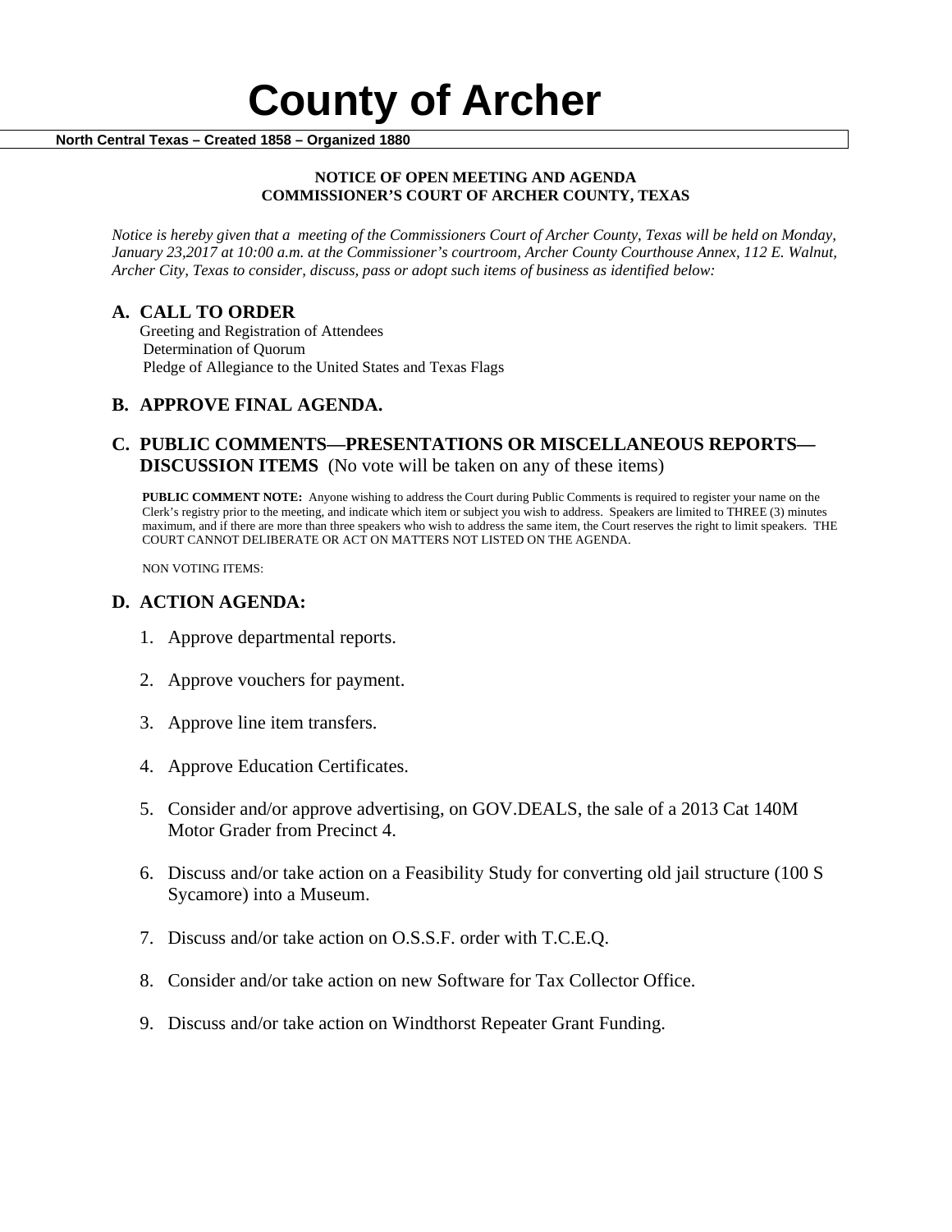# County of Archer

**North Central Texas – Created 1858 – Organized 1880**

**NOTICE OF OPEN MEETING AND AGENDA**
**COMMISSIONER'S COURT OF ARCHER COUNTY, TEXAS**

*Notice is hereby given that a meeting of the Commissioners Court of Archer County, Texas will be held on Monday, January 23,2017 at 10:00 a.m. at the Commissioner's courtroom, Archer County Courthouse Annex, 112 E. Walnut, Archer City, Texas to consider, discuss, pass or adopt such items of business as identified below:*

## A. CALL TO ORDER

Greeting and Registration of Attendees
Determination of Quorum
Pledge of Allegiance to the United States and Texas Flags

## B. APPROVE FINAL AGENDA.

## C. PUBLIC COMMENTS—PRESENTATIONS OR MISCELLANEOUS REPORTS—DISCUSSION ITEMS (No vote will be taken on any of these items)

**PUBLIC COMMENT NOTE:** Anyone wishing to address the Court during Public Comments is required to register your name on the Clerk's registry prior to the meeting, and indicate which item or subject you wish to address. Speakers are limited to THREE (3) minutes maximum, and if there are more than three speakers who wish to address the same item, the Court reserves the right to limit speakers. THE COURT CANNOT DELIBERATE OR ACT ON MATTERS NOT LISTED ON THE AGENDA.

NON VOTING ITEMS:

## D. ACTION AGENDA:

1. Approve departmental reports.
2. Approve vouchers for payment.
3. Approve line item transfers.
4. Approve Education Certificates.
5. Consider and/or approve advertising, on GOV.DEALS, the sale of a 2013 Cat 140M Motor Grader from Precinct 4.
6. Discuss and/or take action on a Feasibility Study for converting old jail structure (100 S Sycamore) into a Museum.
7. Discuss and/or take action on O.S.S.F. order with T.C.E.Q.
8. Consider and/or take action on new Software for Tax Collector Office.
9. Discuss and/or take action on Windthorst Repeater Grant Funding.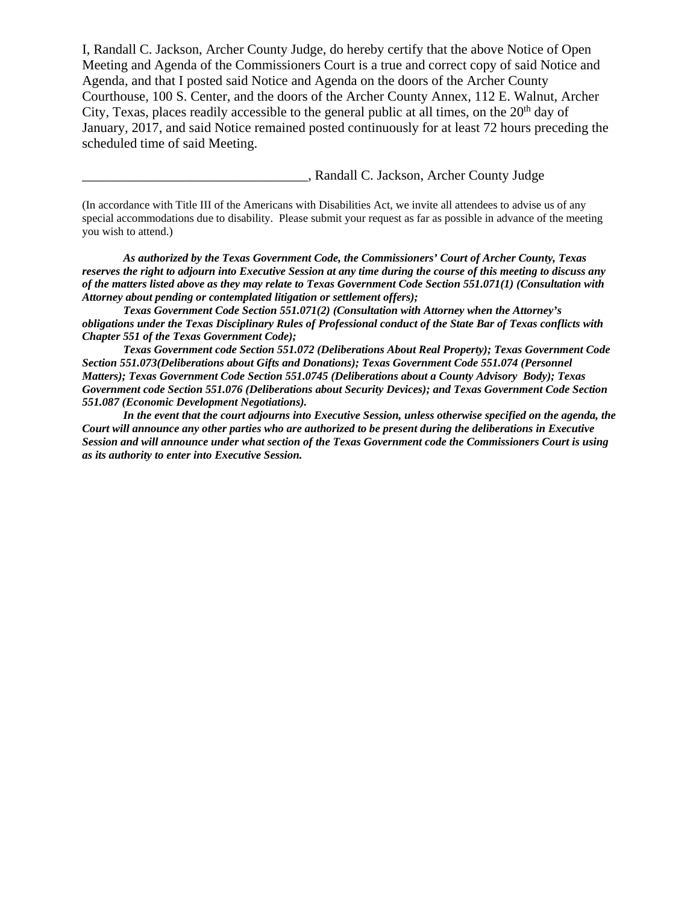I, Randall C. Jackson, Archer County Judge, do hereby certify that the above Notice of Open Meeting and Agenda of the Commissioners Court is a true and correct copy of said Notice and Agenda, and that I posted said Notice and Agenda on the doors of the Archer County Courthouse, 100 S. Center, and the doors of the Archer County Annex, 112 E. Walnut, Archer City, Texas, places readily accessible to the general public at all times, on the 20th day of January, 2017, and said Notice remained posted continuously for at least 72 hours preceding the scheduled time of said Meeting.

_________________________________, Randall C. Jackson, Archer County Judge

(In accordance with Title III of the Americans with Disabilities Act, we invite all attendees to advise us of any special accommodations due to disability. Please submit your request as far as possible in advance of the meeting you wish to attend.)

***As authorized by the Texas Government Code, the Commissioners' Court of Archer County, Texas reserves the right to adjourn into Executive Session at any time during the course of this meeting to discuss any of the matters listed above as they may relate to Texas Government Code Section 551.071(1) (Consultation with Attorney about pending or contemplated litigation or settlement offers);***

***Texas Government Code Section 551.071(2) (Consultation with Attorney when the Attorney's obligations under the Texas Disciplinary Rules of Professional conduct of the State Bar of Texas conflicts with Chapter 551 of the Texas Government Code);***

***Texas Government code Section 551.072 (Deliberations About Real Property); Texas Government Code Section 551.073(Deliberations about Gifts and Donations); Texas Government Code 551.074 (Personnel Matters); Texas Government Code Section 551.0745 (Deliberations about a County Advisory Body); Texas Government code Section 551.076 (Deliberations about Security Devices); and Texas Government Code Section 551.087 (Economic Development Negotiations).***

***In the event that the court adjourns into Executive Session, unless otherwise specified on the agenda, the Court will announce any other parties who are authorized to be present during the deliberations in Executive Session and will announce under what section of the Texas Government code the Commissioners Court is using as its authority to enter into Executive Session.***